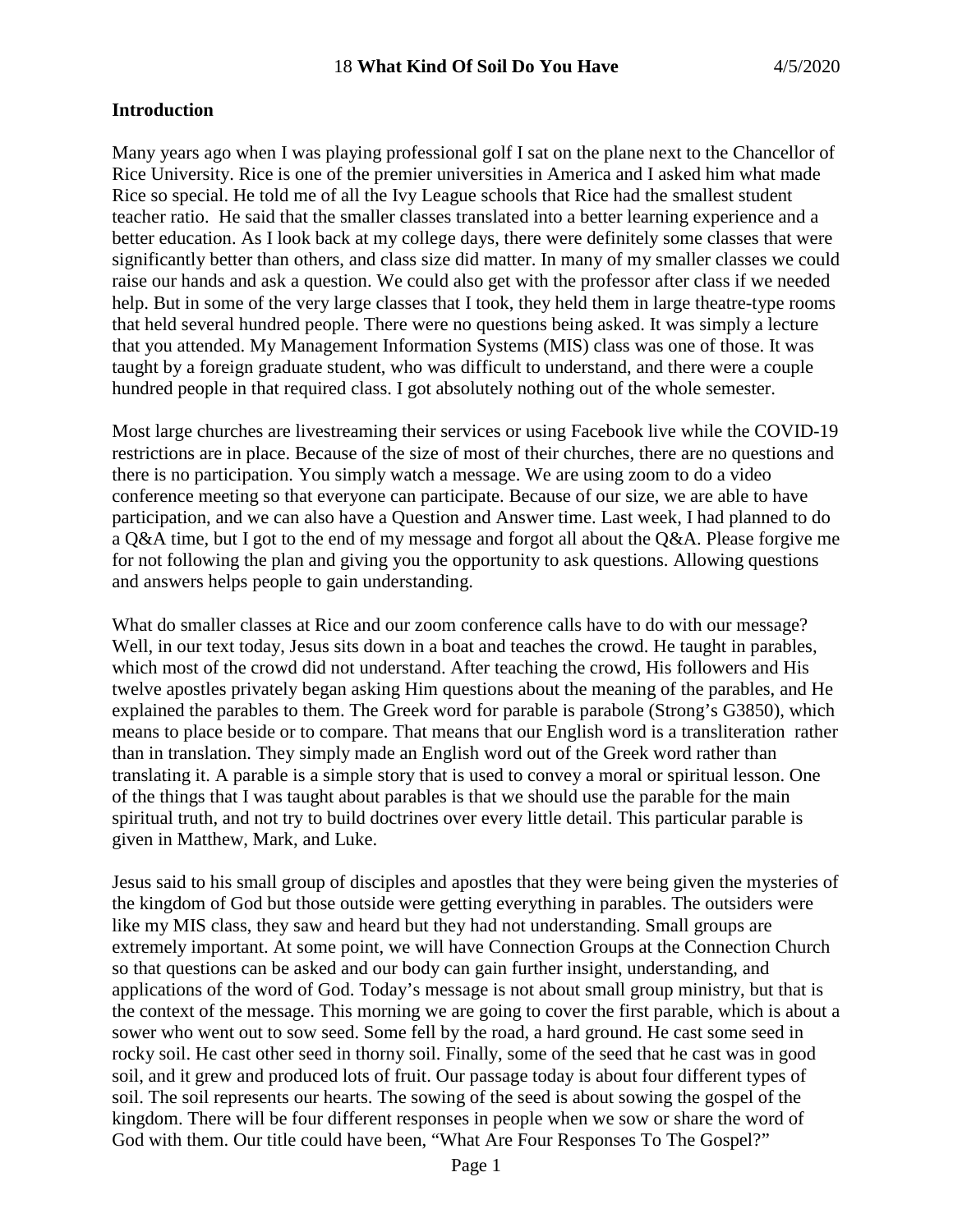## Introduction

Many years ago when I was playing professional golf I sat on the plane next to the Chancellor of Rice University. Rice is one of the premier universities in America and I asked him what made Rice so special. He told me of all the Ivy League schools that Rice had the smallest student teacher ratio. He said that the smaller classes translated into a better learning experience and a better education. As I look back at my college days, there were definitely some classes that were significantly better than others, and class size did matter. In many of my smaller classes we could raise our hands and ask a question. We could also get with the professor after class if we needed help. But in some of the very large classes that I took, they held them in large theatre-type rooms that held several hundred people. There were no questions being asked. It was simply a lecture that you attended. My Management Information Systems (MIS) class was one of those. It was taught by a foreign graduate student, who was difficult to understand, and there were a couple hundred people in that required class. I got absolutely nothing out of the whole semester.

Most large churches are livestreaming their services or using Facebook live while the COVID-19 restrictions are in place. Because of the size of most of their churches, there are no questions and there is no participation. You simply watch a message. We are using zoom to do a video conference meeting so that everyone can participate. Because of our size, we are able to have participation, and we can also have a Question and Answer time. Last week, I had planned to do a Q&A time, but I got to the end of my message and forgot all about the Q&A. Please forgive me for not following the plan and giving you the opportunity to ask questions. Allowing questions and answers helps people to gain understanding.

What do smaller classes at Rice and our zoom conference calls have to do with our message? Well, in our text today, Jesus sits down in a boat and teaches the crowd. He taught in parables, which most of the crowd did not understand. After teaching the crowd, His followers and His twelve apostles privately began asking Him questions about the meaning of the parables, and He explained the parables to them. The Greek word for parable is parabole (Strong's G3850), which means to place beside or to compare. That means that our English word is a transliteration rather than in translation. They simply made an English word out of the Greek word rather than translating it. A parable is a simple story that is used to convey a moral or spiritual lesson. One of the things that I was taught about parables is that we should use the parable for the main spiritual truth, and not try to build doctrines over every little detail. This particular parable is given in Matthew, Mark, and Luke.

Jesus said to his small group of disciples and apostles that they were being given the mysteries of the kingdom of God but those outside were getting everything in parables. The outsiders were like my MIS class, they saw and heard but they had not understanding. Small groups are extremely important. At some point, we will have Connection Groups at the Connection Church so that questions can be asked and our body can gain further insight, understanding, and applications of the word of God. Today's message is not about small group ministry, but that is the context of the message. This morning we are going to cover the first parable, which is about a sower who went out to sow seed. Some fell by the road, a hard ground. He cast some seed in rocky soil. He cast other seed in thorny soil. Finally, some of the seed that he cast was in good soil, and it grew and produced lots of fruit. Our passage today is about four different types of soil. The soil represents our hearts. The sowing of the seed is about sowing the gospel of the kingdom. There will be four different responses in people when we sow or share the word of God with them. Our title could have been, "What Are Four Responses To The Gospel?"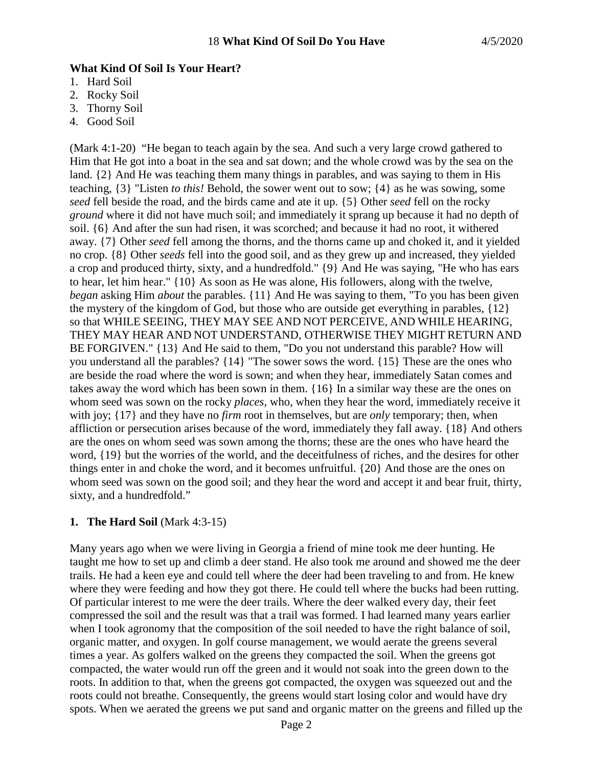**What Kind Of Soil Is Your Heart?**

1. Hard Soil
2. Rocky Soil
3. Thorny Soil
4. Good Soil

(Mark 4:1-20) "He began to teach again by the sea. And such a very large crowd gathered to Him that He got into a boat in the sea and sat down; and the whole crowd was by the sea on the land. {2} And He was teaching them many things in parables, and was saying to them in His teaching, {3} "Listen *to this!* Behold, the sower went out to sow; {4} as he was sowing, some *seed* fell beside the road, and the birds came and ate it up. {5} Other *seed* fell on the rocky *ground* where it did not have much soil; and immediately it sprang up because it had no depth of soil. {6} And after the sun had risen, it was scorched; and because it had no root, it withered away. {7} Other *seed* fell among the thorns, and the thorns came up and choked it, and it yielded no crop. {8} Other *seeds* fell into the good soil, and as they grew up and increased, they yielded a crop and produced thirty, sixty, and a hundredfold." {9} And He was saying, "He who has ears to hear, let him hear." {10} As soon as He was alone, His followers, along with the twelve, *began* asking Him *about* the parables. {11} And He was saying to them, "To you has been given the mystery of the kingdom of God, but those who are outside get everything in parables, {12} so that WHILE SEEING, THEY MAY SEE AND NOT PERCEIVE, AND WHILE HEARING, THEY MAY HEAR AND NOT UNDERSTAND, OTHERWISE THEY MIGHT RETURN AND BE FORGIVEN." {13} And He said to them, "Do you not understand this parable? How will you understand all the parables? {14} "The sower sows the word. {15} These are the ones who are beside the road where the word is sown; and when they hear, immediately Satan comes and takes away the word which has been sown in them. {16} In a similar way these are the ones on whom seed was sown on the rocky *places*, who, when they hear the word, immediately receive it with joy; {17} and they have no *firm* root in themselves, but are *only* temporary; then, when affliction or persecution arises because of the word, immediately they fall away. {18} And others are the ones on whom seed was sown among the thorns; these are the ones who have heard the word, {19} but the worries of the world, and the deceitfulness of riches, and the desires for other things enter in and choke the word, and it becomes unfruitful. {20} And those are the ones on whom seed was sown on the good soil; and they hear the word and accept it and bear fruit, thirty, sixty, and a hundredfold."

**1. The Hard Soil** (Mark 4:3-15)

Many years ago when we were living in Georgia a friend of mine took me deer hunting. He taught me how to set up and climb a deer stand. He also took me around and showed me the deer trails. He had a keen eye and could tell where the deer had been traveling to and from. He knew where they were feeding and how they got there. He could tell where the bucks had been rutting. Of particular interest to me were the deer trails. Where the deer walked every day, their feet compressed the soil and the result was that a trail was formed. I had learned many years earlier when I took agronomy that the composition of the soil needed to have the right balance of soil, organic matter, and oxygen. In golf course management, we would aerate the greens several times a year. As golfers walked on the greens they compacted the soil. When the greens got compacted, the water would run off the green and it would not soak into the green down to the roots. In addition to that, when the greens got compacted, the oxygen was squeezed out and the roots could not breathe. Consequently, the greens would start losing color and would have dry spots. When we aerated the greens we put sand and organic matter on the greens and filled up the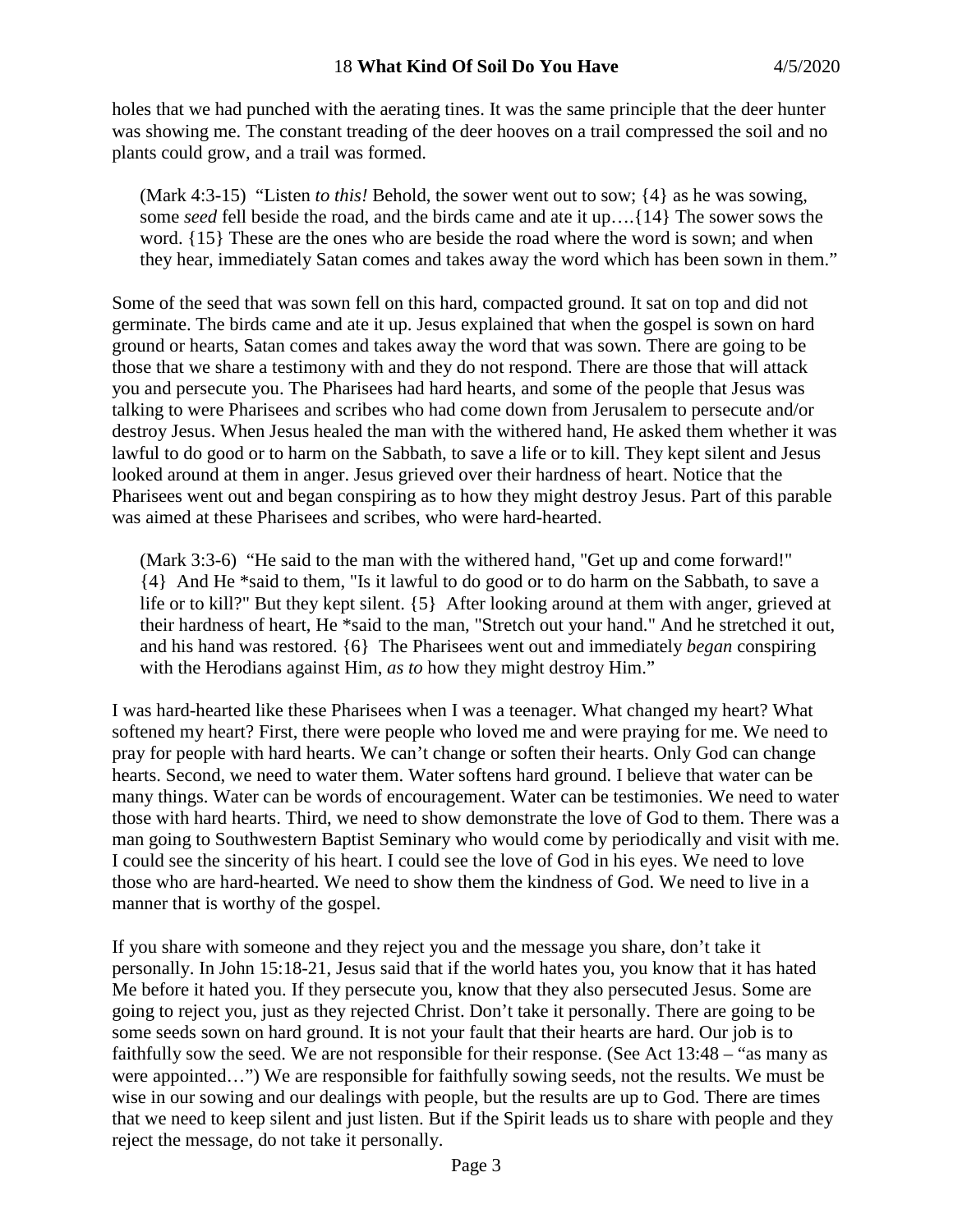holes that we had punched with the aerating tines. It was the same principle that the deer hunter was showing me. The constant treading of the deer hooves on a trail compressed the soil and no plants could grow, and a trail was formed.

> (Mark 4:3-15) "Listen *to this!* Behold, the sower went out to sow; {4} as he was sowing, some *seed* fell beside the road, and the birds came and ate it up….{14} The sower sows the word. {15} These are the ones who are beside the road where the word is sown; and when they hear, immediately Satan comes and takes away the word which has been sown in them."

Some of the seed that was sown fell on this hard, compacted ground. It sat on top and did not germinate. The birds came and ate it up. Jesus explained that when the gospel is sown on hard ground or hearts, Satan comes and takes away the word that was sown. There are going to be those that we share a testimony with and they do not respond. There are those that will attack you and persecute you. The Pharisees had hard hearts, and some of the people that Jesus was talking to were Pharisees and scribes who had come down from Jerusalem to persecute and/or destroy Jesus. When Jesus healed the man with the withered hand, He asked them whether it was lawful to do good or to harm on the Sabbath, to save a life or to kill. They kept silent and Jesus looked around at them in anger. Jesus grieved over their hardness of heart. Notice that the Pharisees went out and began conspiring as to how they might destroy Jesus. Part of this parable was aimed at these Pharisees and scribes, who were hard-hearted.

> (Mark 3:3-6) "He said to the man with the withered hand, "Get up and come forward!" {4} And He *said to them, "Is it lawful to do good or to do harm on the Sabbath, to save a life or to kill?" But they kept silent. {5} After looking around at them with anger, grieved at their hardness of heart, He *said to the man, "Stretch out your hand." And he stretched it out, and his hand was restored. {6} The Pharisees went out and immediately *began* conspiring with the Herodians against Him, *as to* how they might destroy Him."

I was hard-hearted like these Pharisees when I was a teenager. What changed my heart? What softened my heart? First, there were people who loved me and were praying for me. We need to pray for people with hard hearts. We can't change or soften their hearts. Only God can change hearts. Second, we need to water them. Water softens hard ground. I believe that water can be many things. Water can be words of encouragement. Water can be testimonies. We need to water those with hard hearts. Third, we need to show demonstrate the love of God to them. There was a man going to Southwestern Baptist Seminary who would come by periodically and visit with me. I could see the sincerity of his heart. I could see the love of God in his eyes. We need to love those who are hard-hearted. We need to show them the kindness of God. We need to live in a manner that is worthy of the gospel.

If you share with someone and they reject you and the message you share, don't take it personally. In John 15:18-21, Jesus said that if the world hates you, you know that it has hated Me before it hated you. If they persecute you, know that they also persecuted Jesus. Some are going to reject you, just as they rejected Christ. Don't take it personally. There are going to be some seeds sown on hard ground. It is not your fault that their hearts are hard. Our job is to faithfully sow the seed. We are not responsible for their response. (See Act 13:48 – "as many as were appointed…") We are responsible for faithfully sowing seeds, not the results. We must be wise in our sowing and our dealings with people, but the results are up to God. There are times that we need to keep silent and just listen. But if the Spirit leads us to share with people and they reject the message, do not take it personally.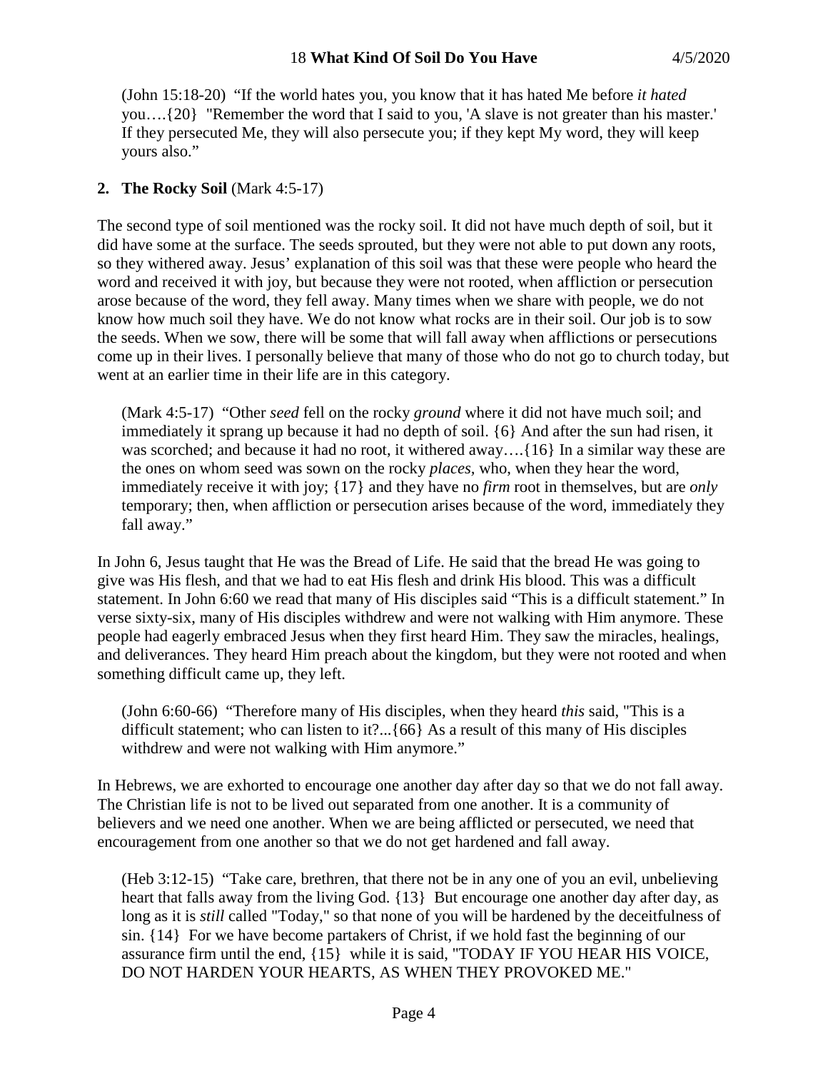(John 15:18-20) “If the world hates you, you know that it has hated Me before *it hated* you….{20} "Remember the word that I said to you, 'A slave is not greater than his master.' If they persecuted Me, they will also persecute you; if they kept My word, they will keep yours also.”

**2. The Rocky Soil** (Mark 4:5-17)

The second type of soil mentioned was the rocky soil. It did not have much depth of soil, but it did have some at the surface. The seeds sprouted, but they were not able to put down any roots, so they withered away. Jesus’ explanation of this soil was that these were people who heard the word and received it with joy, but because they were not rooted, when affliction or persecution arose because of the word, they fell away. Many times when we share with people, we do not know how much soil they have. We do not know what rocks are in their soil. Our job is to sow the seeds. When we sow, there will be some that will fall away when afflictions or persecutions come up in their lives. I personally believe that many of those who do not go to church today, but went at an earlier time in their life are in this category.

(Mark 4:5-17) “Other *seed* fell on the rocky *ground* where it did not have much soil; and immediately it sprang up because it had no depth of soil. {6} And after the sun had risen, it was scorched; and because it had no root, it withered away….{16} In a similar way these are the ones on whom seed was sown on the rocky *places,* who, when they hear the word, immediately receive it with joy; {17} and they have no *firm* root in themselves, but are *only* temporary; then, when affliction or persecution arises because of the word, immediately they fall away.”

In John 6, Jesus taught that He was the Bread of Life. He said that the bread He was going to give was His flesh, and that we had to eat His flesh and drink His blood. This was a difficult statement. In John 6:60 we read that many of His disciples said “This is a difficult statement.” In verse sixty-six, many of His disciples withdrew and were not walking with Him anymore. These people had eagerly embraced Jesus when they first heard Him. They saw the miracles, healings, and deliverances. They heard Him preach about the kingdom, but they were not rooted and when something difficult came up, they left.

(John 6:60-66) “Therefore many of His disciples, when they heard *this* said, "This is a difficult statement; who can listen to it?...{66} As a result of this many of His disciples withdrew and were not walking with Him anymore.”

In Hebrews, we are exhorted to encourage one another day after day so that we do not fall away. The Christian life is not to be lived out separated from one another. It is a community of believers and we need one another. When we are being afflicted or persecuted, we need that encouragement from one another so that we do not get hardened and fall away.

(Heb 3:12-15) “Take care, brethren, that there not be in any one of you an evil, unbelieving heart that falls away from the living God. {13} But encourage one another day after day, as long as it is *still* called "Today," so that none of you will be hardened by the deceitfulness of sin. {14} For we have become partakers of Christ, if we hold fast the beginning of our assurance firm until the end, {15} while it is said, "TODAY IF YOU HEAR HIS VOICE, DO NOT HARDEN YOUR HEARTS, AS WHEN THEY PROVOKED ME."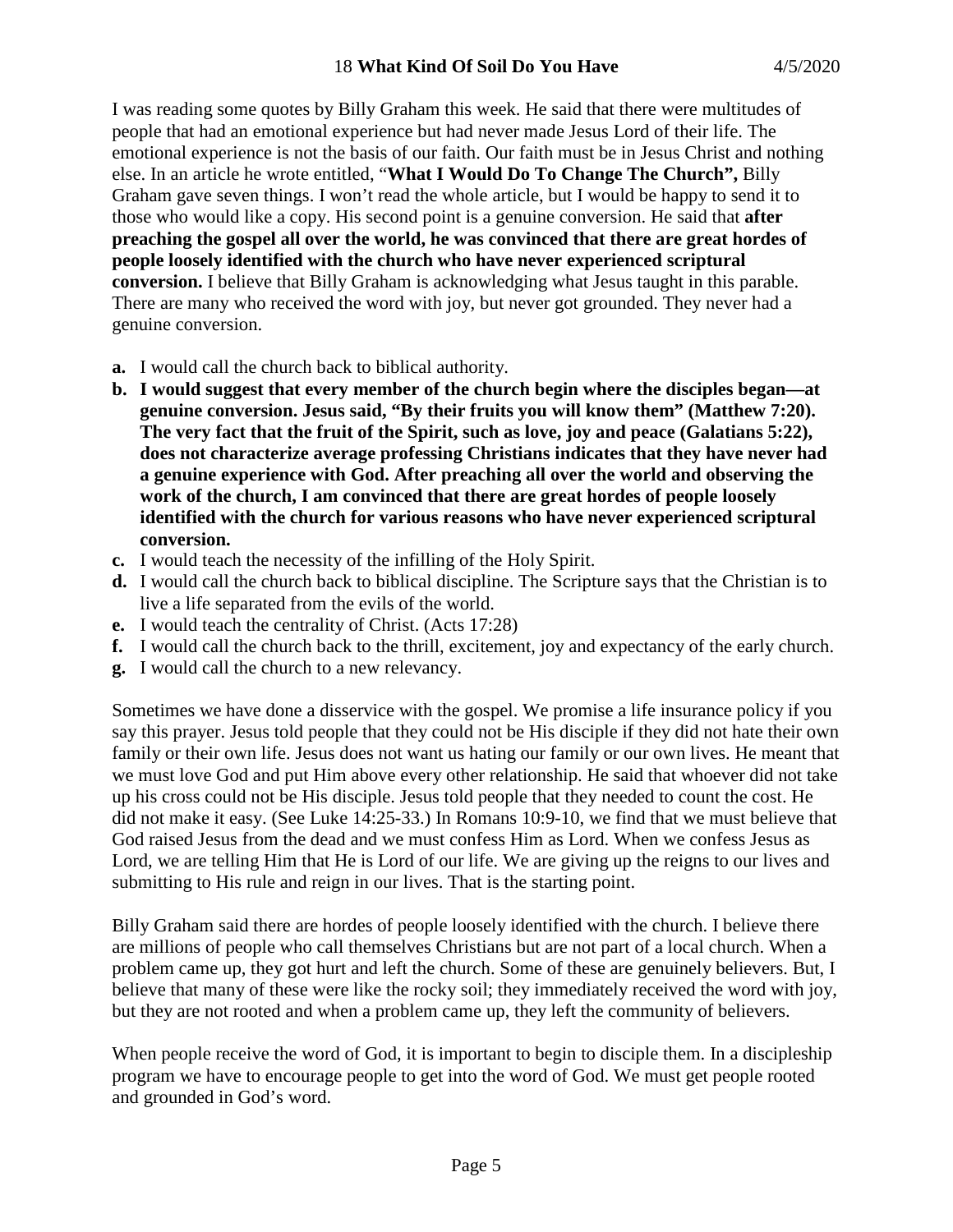I was reading some quotes by Billy Graham this week. He said that there were multitudes of people that had an emotional experience but had never made Jesus Lord of their life. The emotional experience is not the basis of our faith. Our faith must be in Jesus Christ and nothing else. In an article he wrote entitled, "**What I Would Do To Change The Church",** Billy Graham gave seven things. I won't read the whole article, but I would be happy to send it to those who would like a copy. His second point is a genuine conversion. He said that **after preaching the gospel all over the world, he was convinced that there are great hordes of people loosely identified with the church who have never experienced scriptural conversion.** I believe that Billy Graham is acknowledging what Jesus taught in this parable. There are many who received the word with joy, but never got grounded. They never had a genuine conversion.

- **a.** I would call the church back to biblical authority.
- **b. I would suggest that every member of the church begin where the disciples began—at genuine conversion. Jesus said, "By their fruits you will know them" (Matthew 7:20). The very fact that the fruit of the Spirit, such as love, joy and peace (Galatians 5:22), does not characterize average professing Christians indicates that they have never had a genuine experience with God. After preaching all over the world and observing the work of the church, I am convinced that there are great hordes of people loosely identified with the church for various reasons who have never experienced scriptural conversion.**
- **c.** I would teach the necessity of the infilling of the Holy Spirit.
- **d.** I would call the church back to biblical discipline. The Scripture says that the Christian is to live a life separated from the evils of the world.
- **e.** I would teach the centrality of Christ. (Acts 17:28)
- **f.** I would call the church back to the thrill, excitement, joy and expectancy of the early church.
- **g.** I would call the church to a new relevancy.

Sometimes we have done a disservice with the gospel. We promise a life insurance policy if you say this prayer. Jesus told people that they could not be His disciple if they did not hate their own family or their own life. Jesus does not want us hating our family or our own lives. He meant that we must love God and put Him above every other relationship. He said that whoever did not take up his cross could not be His disciple. Jesus told people that they needed to count the cost. He did not make it easy. (See Luke 14:25-33.) In Romans 10:9-10, we find that we must believe that God raised Jesus from the dead and we must confess Him as Lord. When we confess Jesus as Lord, we are telling Him that He is Lord of our life. We are giving up the reigns to our lives and submitting to His rule and reign in our lives. That is the starting point.

Billy Graham said there are hordes of people loosely identified with the church. I believe there are millions of people who call themselves Christians but are not part of a local church. When a problem came up, they got hurt and left the church. Some of these are genuinely believers. But, I believe that many of these were like the rocky soil; they immediately received the word with joy, but they are not rooted and when a problem came up, they left the community of believers.

When people receive the word of God, it is important to begin to disciple them. In a discipleship program we have to encourage people to get into the word of God. We must get people rooted and grounded in God's word.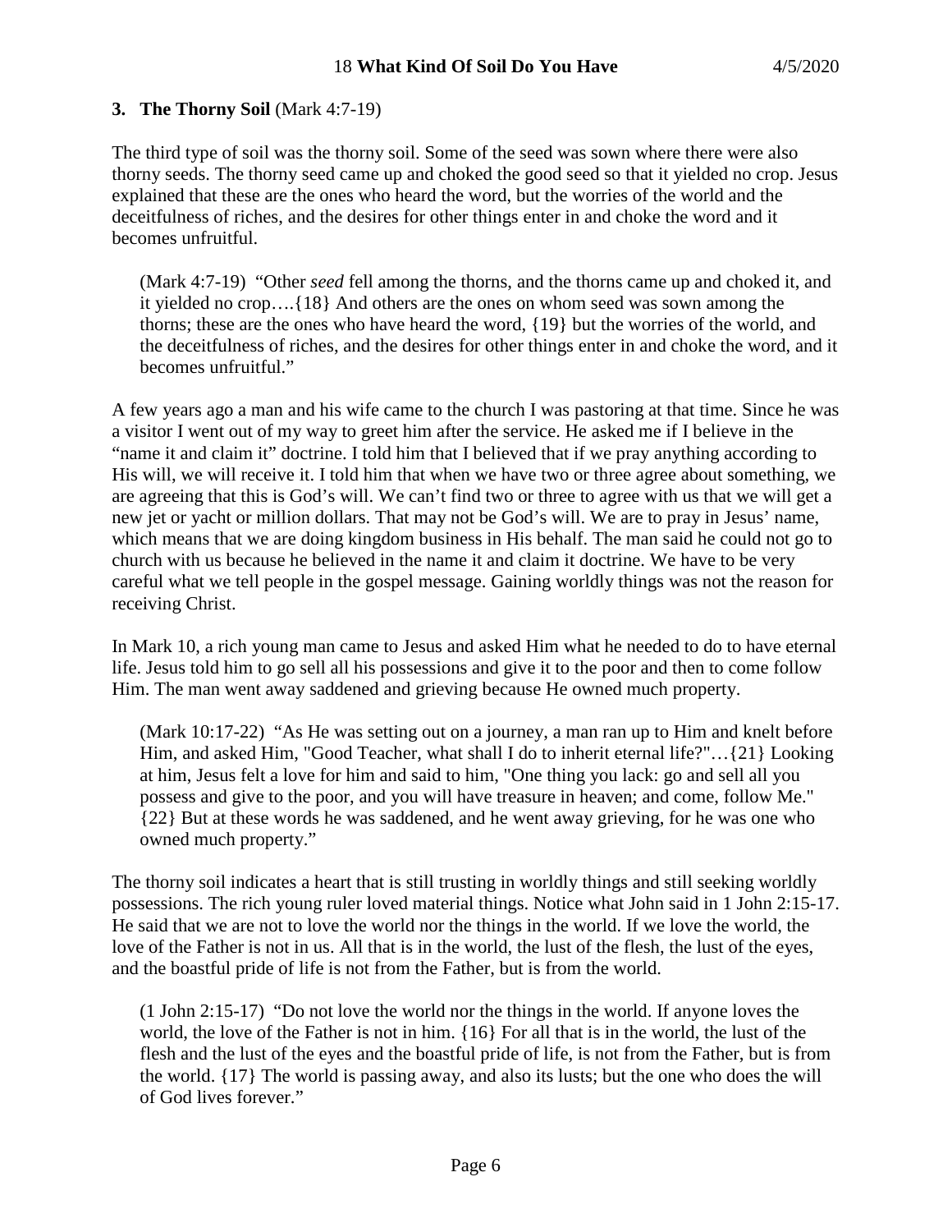**3. The Thorny Soil** (Mark 4:7-19)

The third type of soil was the thorny soil. Some of the seed was sown where there were also thorny seeds. The thorny seed came up and choked the good seed so that it yielded no crop. Jesus explained that these are the ones who heard the word, but the worries of the world and the deceitfulness of riches, and the desires for other things enter in and choke the word and it becomes unfruitful.

> (Mark 4:7-19) "Other *seed* fell among the thorns, and the thorns came up and choked it, and it yielded no crop….{18} And others are the ones on whom seed was sown among the thorns; these are the ones who have heard the word, {19} but the worries of the world, and the deceitfulness of riches, and the desires for other things enter in and choke the word, and it becomes unfruitful."

A few years ago a man and his wife came to the church I was pastoring at that time. Since he was a visitor I went out of my way to greet him after the service. He asked me if I believe in the "name it and claim it" doctrine. I told him that I believed that if we pray anything according to His will, we will receive it. I told him that when we have two or three agree about something, we are agreeing that this is God's will. We can't find two or three to agree with us that we will get a new jet or yacht or million dollars. That may not be God's will. We are to pray in Jesus' name, which means that we are doing kingdom business in His behalf. The man said he could not go to church with us because he believed in the name it and claim it doctrine. We have to be very careful what we tell people in the gospel message. Gaining worldly things was not the reason for receiving Christ.

In Mark 10, a rich young man came to Jesus and asked Him what he needed to do to have eternal life. Jesus told him to go sell all his possessions and give it to the poor and then to come follow Him. The man went away saddened and grieving because He owned much property.

> (Mark 10:17-22) "As He was setting out on a journey, a man ran up to Him and knelt before Him, and asked Him, "Good Teacher, what shall I do to inherit eternal life?"…{21} Looking at him, Jesus felt a love for him and said to him, "One thing you lack: go and sell all you possess and give to the poor, and you will have treasure in heaven; and come, follow Me." {22} But at these words he was saddened, and he went away grieving, for he was one who owned much property."

The thorny soil indicates a heart that is still trusting in worldly things and still seeking worldly possessions. The rich young ruler loved material things. Notice what John said in 1 John 2:15-17. He said that we are not to love the world nor the things in the world. If we love the world, the love of the Father is not in us. All that is in the world, the lust of the flesh, the lust of the eyes, and the boastful pride of life is not from the Father, but is from the world.

> (1 John 2:15-17) "Do not love the world nor the things in the world. If anyone loves the world, the love of the Father is not in him. {16} For all that is in the world, the lust of the flesh and the lust of the eyes and the boastful pride of life, is not from the Father, but is from the world. {17} The world is passing away, and also its lusts; but the one who does the will of God lives forever."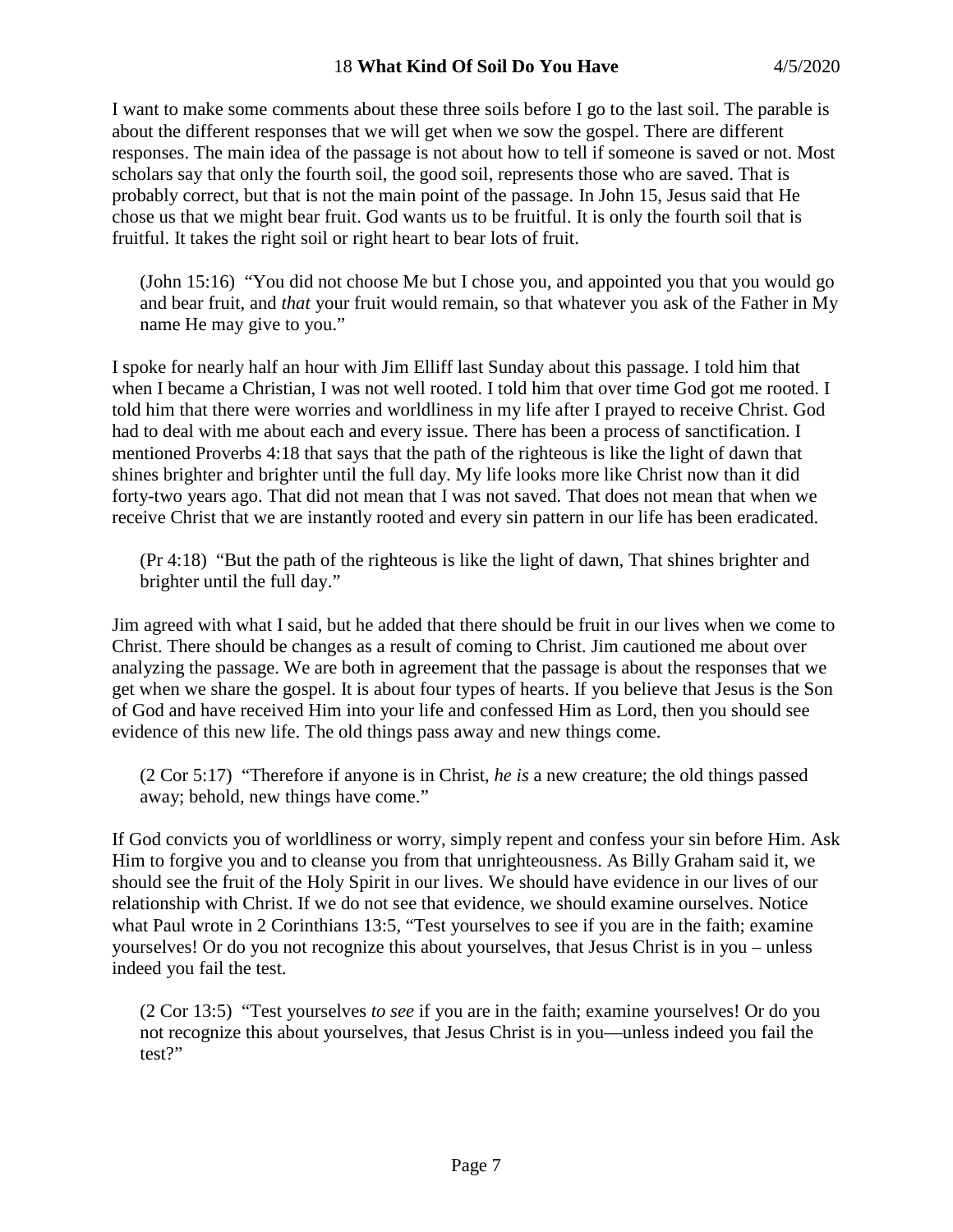I want to make some comments about these three soils before I go to the last soil. The parable is about the different responses that we will get when we sow the gospel. There are different responses. The main idea of the passage is not about how to tell if someone is saved or not. Most scholars say that only the fourth soil, the good soil, represents those who are saved. That is probably correct, but that is not the main point of the passage. In John 15, Jesus said that He chose us that we might bear fruit. God wants us to be fruitful. It is only the fourth soil that is fruitful. It takes the right soil or right heart to bear lots of fruit.

> (John 15:16) "You did not choose Me but I chose you, and appointed you that you would go and bear fruit, and *that* your fruit would remain, so that whatever you ask of the Father in My name He may give to you."

I spoke for nearly half an hour with Jim Elliff last Sunday about this passage. I told him that when I became a Christian, I was not well rooted. I told him that over time God got me rooted. I told him that there were worries and worldliness in my life after I prayed to receive Christ. God had to deal with me about each and every issue. There has been a process of sanctification. I mentioned Proverbs 4:18 that says that the path of the righteous is like the light of dawn that shines brighter and brighter until the full day. My life looks more like Christ now than it did forty-two years ago. That did not mean that I was not saved. That does not mean that when we receive Christ that we are instantly rooted and every sin pattern in our life has been eradicated.

> (Pr 4:18) "But the path of the righteous is like the light of dawn, That shines brighter and brighter until the full day."

Jim agreed with what I said, but he added that there should be fruit in our lives when we come to Christ. There should be changes as a result of coming to Christ. Jim cautioned me about over analyzing the passage. We are both in agreement that the passage is about the responses that we get when we share the gospel. It is about four types of hearts. If you believe that Jesus is the Son of God and have received Him into your life and confessed Him as Lord, then you should see evidence of this new life. The old things pass away and new things come.

> (2 Cor 5:17) "Therefore if anyone is in Christ, *he is* a new creature; the old things passed away; behold, new things have come."

If God convicts you of worldliness or worry, simply repent and confess your sin before Him. Ask Him to forgive you and to cleanse you from that unrighteousness. As Billy Graham said it, we should see the fruit of the Holy Spirit in our lives. We should have evidence in our lives of our relationship with Christ. If we do not see that evidence, we should examine ourselves. Notice what Paul wrote in 2 Corinthians 13:5, "Test yourselves to see if you are in the faith; examine yourselves! Or do you not recognize this about yourselves, that Jesus Christ is in you – unless indeed you fail the test.

> (2 Cor 13:5) "Test yourselves *to see* if you are in the faith; examine yourselves! Or do you not recognize this about yourselves, that Jesus Christ is in you—unless indeed you fail the test?"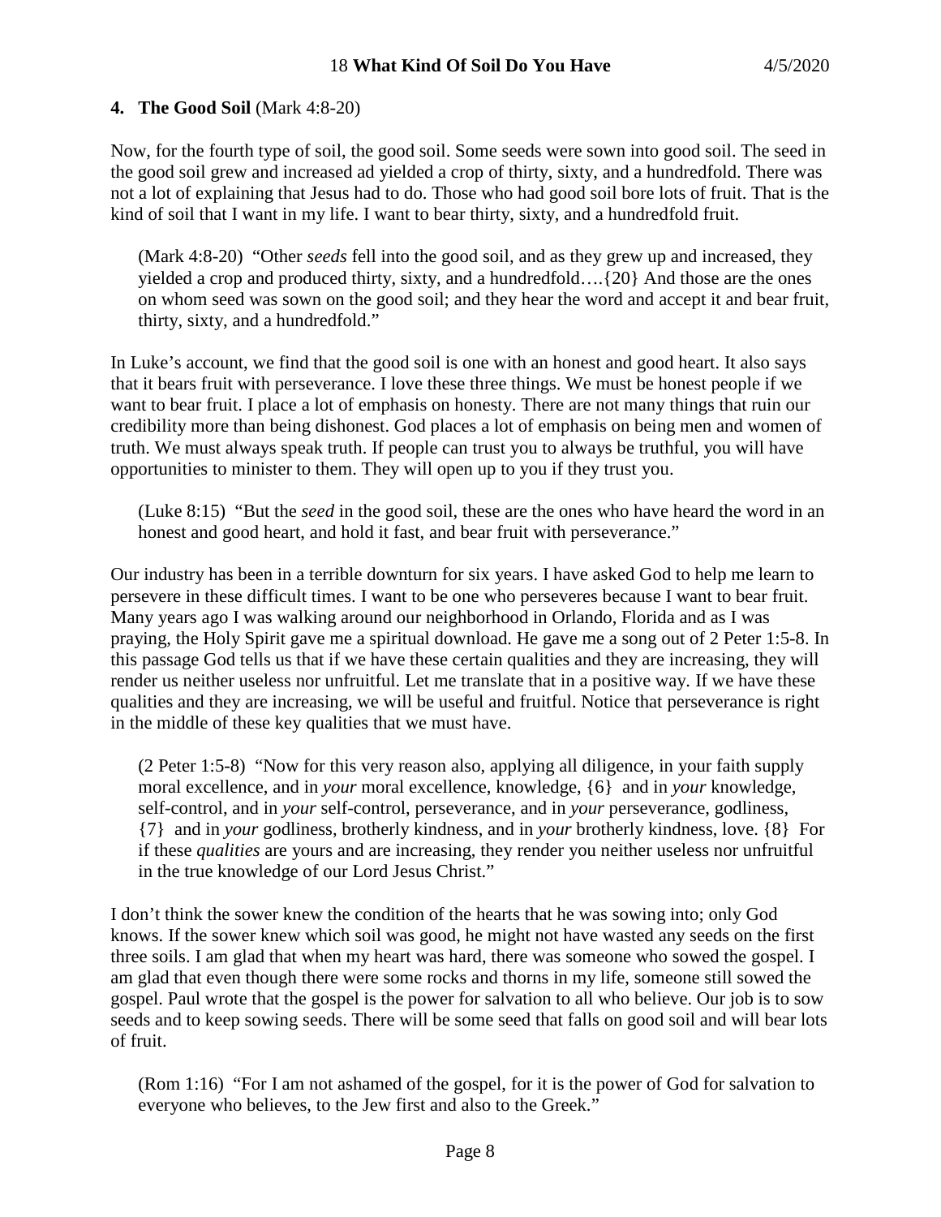**4. The Good Soil** (Mark 4:8-20)

Now, for the fourth type of soil, the good soil. Some seeds were sown into good soil. The seed in the good soil grew and increased ad yielded a crop of thirty, sixty, and a hundredfold. There was not a lot of explaining that Jesus had to do. Those who had good soil bore lots of fruit. That is the kind of soil that I want in my life. I want to bear thirty, sixty, and a hundredfold fruit.

> (Mark 4:8-20) "Other *seeds* fell into the good soil, and as they grew up and increased, they yielded a crop and produced thirty, sixty, and a hundredfold….{20} And those are the ones on whom seed was sown on the good soil; and they hear the word and accept it and bear fruit, thirty, sixty, and a hundredfold."

In Luke's account, we find that the good soil is one with an honest and good heart. It also says that it bears fruit with perseverance. I love these three things. We must be honest people if we want to bear fruit. I place a lot of emphasis on honesty. There are not many things that ruin our credibility more than being dishonest. God places a lot of emphasis on being men and women of truth. We must always speak truth. If people can trust you to always be truthful, you will have opportunities to minister to them. They will open up to you if they trust you.

> (Luke 8:15) "But the *seed* in the good soil, these are the ones who have heard the word in an honest and good heart, and hold it fast, and bear fruit with perseverance."

Our industry has been in a terrible downturn for six years. I have asked God to help me learn to persevere in these difficult times. I want to be one who perseveres because I want to bear fruit. Many years ago I was walking around our neighborhood in Orlando, Florida and as I was praying, the Holy Spirit gave me a spiritual download. He gave me a song out of 2 Peter 1:5-8. In this passage God tells us that if we have these certain qualities and they are increasing, they will render us neither useless nor unfruitful. Let me translate that in a positive way. If we have these qualities and they are increasing, we will be useful and fruitful. Notice that perseverance is right in the middle of these key qualities that we must have.

> (2 Peter 1:5-8) "Now for this very reason also, applying all diligence, in your faith supply moral excellence, and in *your* moral excellence, knowledge, {6} and in *your* knowledge, self-control, and in *your* self-control, perseverance, and in *your* perseverance, godliness, {7} and in *your* godliness, brotherly kindness, and in *your* brotherly kindness, love. {8} For if these *qualities* are yours and are increasing, they render you neither useless nor unfruitful in the true knowledge of our Lord Jesus Christ."

I don't think the sower knew the condition of the hearts that he was sowing into; only God knows. If the sower knew which soil was good, he might not have wasted any seeds on the first three soils. I am glad that when my heart was hard, there was someone who sowed the gospel. I am glad that even though there were some rocks and thorns in my life, someone still sowed the gospel. Paul wrote that the gospel is the power for salvation to all who believe. Our job is to sow seeds and to keep sowing seeds. There will be some seed that falls on good soil and will bear lots of fruit.

> (Rom 1:16) "For I am not ashamed of the gospel, for it is the power of God for salvation to everyone who believes, to the Jew first and also to the Greek."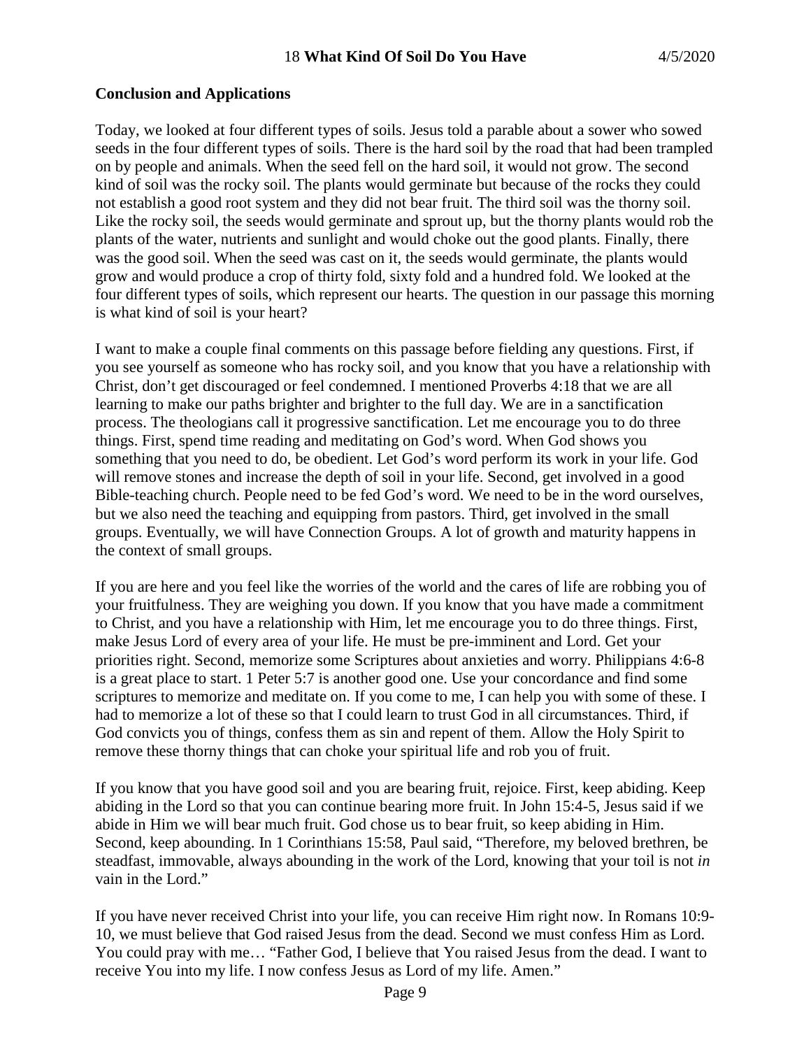**Conclusion and Applications**

Today, we looked at four different types of soils. Jesus told a parable about a sower who sowed seeds in the four different types of soils. There is the hard soil by the road that had been trampled on by people and animals. When the seed fell on the hard soil, it would not grow. The second kind of soil was the rocky soil. The plants would germinate but because of the rocks they could not establish a good root system and they did not bear fruit. The third soil was the thorny soil. Like the rocky soil, the seeds would germinate and sprout up, but the thorny plants would rob the plants of the water, nutrients and sunlight and would choke out the good plants. Finally, there was the good soil. When the seed was cast on it, the seeds would germinate, the plants would grow and would produce a crop of thirty fold, sixty fold and a hundred fold. We looked at the four different types of soils, which represent our hearts. The question in our passage this morning is what kind of soil is your heart?

I want to make a couple final comments on this passage before fielding any questions. First, if you see yourself as someone who has rocky soil, and you know that you have a relationship with Christ, don't get discouraged or feel condemned. I mentioned Proverbs 4:18 that we are all learning to make our paths brighter and brighter to the full day. We are in a sanctification process. The theologians call it progressive sanctification. Let me encourage you to do three things. First, spend time reading and meditating on God's word. When God shows you something that you need to do, be obedient. Let God's word perform its work in your life. God will remove stones and increase the depth of soil in your life. Second, get involved in a good Bible-teaching church. People need to be fed God's word. We need to be in the word ourselves, but we also need the teaching and equipping from pastors. Third, get involved in the small groups. Eventually, we will have Connection Groups. A lot of growth and maturity happens in the context of small groups.

If you are here and you feel like the worries of the world and the cares of life are robbing you of your fruitfulness. They are weighing you down. If you know that you have made a commitment to Christ, and you have a relationship with Him, let me encourage you to do three things. First, make Jesus Lord of every area of your life. He must be pre-imminent and Lord. Get your priorities right. Second, memorize some Scriptures about anxieties and worry. Philippians 4:6-8 is a great place to start. 1 Peter 5:7 is another good one. Use your concordance and find some scriptures to memorize and meditate on. If you come to me, I can help you with some of these. I had to memorize a lot of these so that I could learn to trust God in all circumstances. Third, if God convicts you of things, confess them as sin and repent of them. Allow the Holy Spirit to remove these thorny things that can choke your spiritual life and rob you of fruit.

If you know that you have good soil and you are bearing fruit, rejoice. First, keep abiding. Keep abiding in the Lord so that you can continue bearing more fruit. In John 15:4-5, Jesus said if we abide in Him we will bear much fruit. God chose us to bear fruit, so keep abiding in Him. Second, keep abounding. In 1 Corinthians 15:58, Paul said, "Therefore, my beloved brethren, be steadfast, immovable, always abounding in the work of the Lord, knowing that your toil is not *in* vain in the Lord."

If you have never received Christ into your life, you can receive Him right now. In Romans 10:9-10, we must believe that God raised Jesus from the dead. Second we must confess Him as Lord. You could pray with me… "Father God, I believe that You raised Jesus from the dead. I want to receive You into my life. I now confess Jesus as Lord of my life. Amen."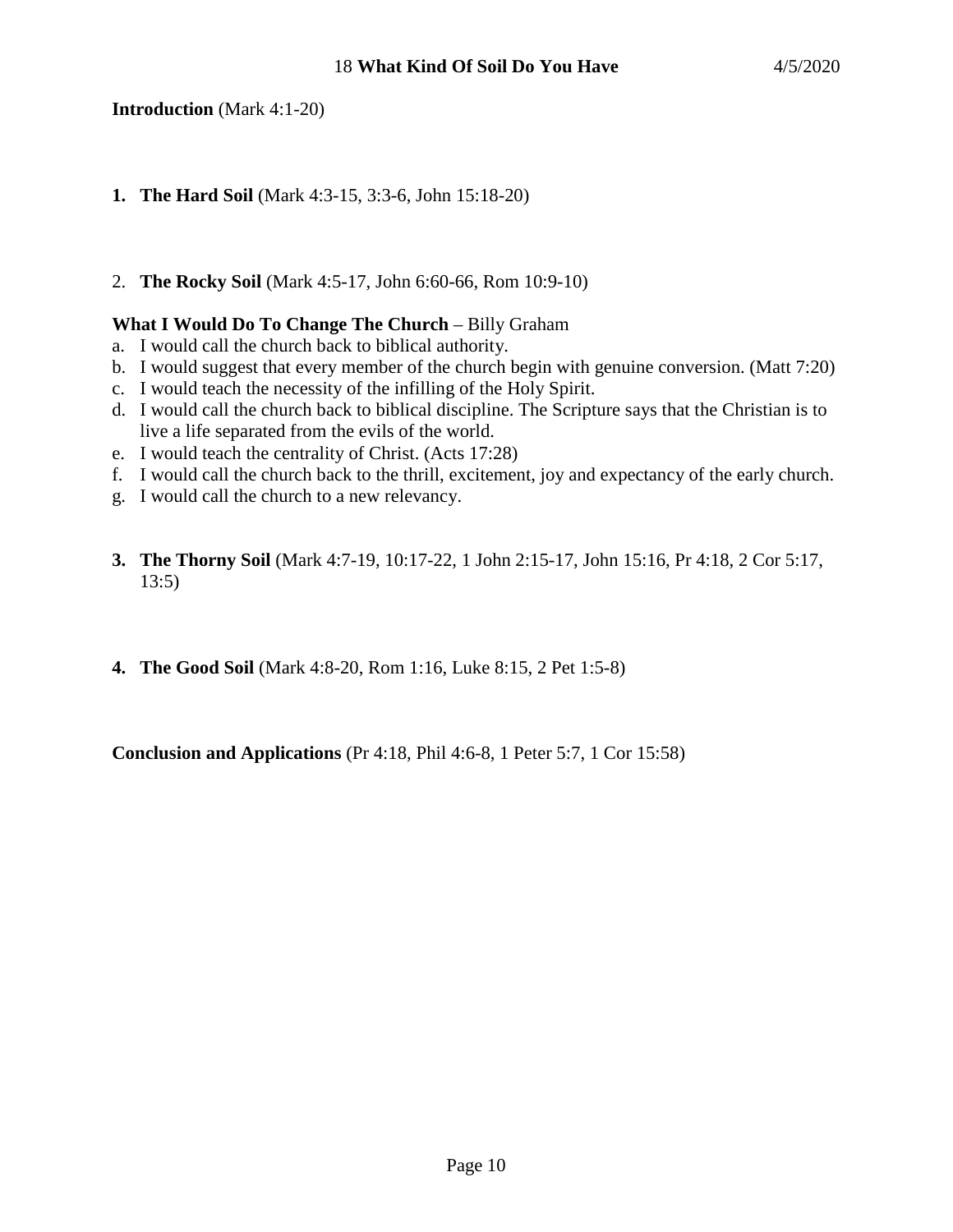# 18 **What Kind Of Soil Do You Have** 4/5/2020

**Introduction** (Mark 4:1-20)

1. **The Hard Soil** (Mark 4:3-15, 3:3-6, John 15:18-20)

2. **The Rocky Soil** (Mark 4:5-17, John 6:60-66, Rom 10:9-10)

**What I Would Do To Change The Church** – Billy Graham

a. I would call the church back to biblical authority.
b. I would suggest that every member of the church begin with genuine conversion. (Matt 7:20)
c. I would teach the necessity of the infilling of the Holy Spirit.
d. I would call the church back to biblical discipline. The Scripture says that the Christian is to live a life separated from the evils of the world.
e. I would teach the centrality of Christ. (Acts 17:28)
f. I would call the church back to the thrill, excitement, joy and expectancy of the early church.
g. I would call the church to a new relevancy.

3. **The Thorny Soil** (Mark 4:7-19, 10:17-22, 1 John 2:15-17, John 15:16, Pr 4:18, 2 Cor 5:17, 13:5)

4. **The Good Soil** (Mark 4:8-20, Rom 1:16, Luke 8:15, 2 Pet 1:5-8)

**Conclusion and Applications** (Pr 4:18, Phil 4:6-8, 1 Peter 5:7, 1 Cor 15:58)